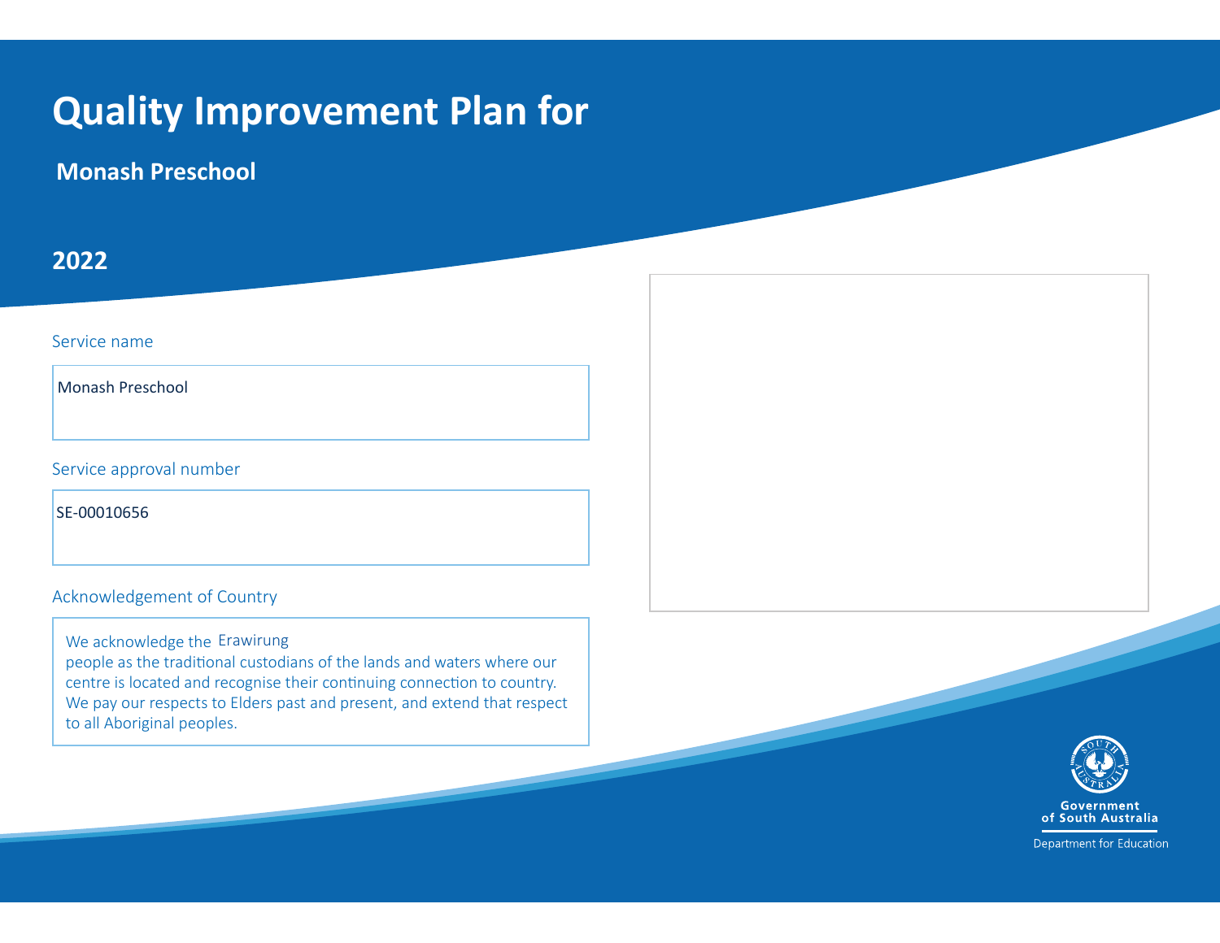# Quality Improvement Plan for

## Monash Preschool

## 2022

Service name

Monash Preschool

Service approval number

SE-00010656

Acknowledgement of Country

We acknowledge the Erawirung people as the traditional custodians of the lands and waters where our centre is located and recognise their continuing connection to country. We pay our respects to Elders past and present, and extend that respect to all Aboriginal peoples.

Government of South Australia

Department for Education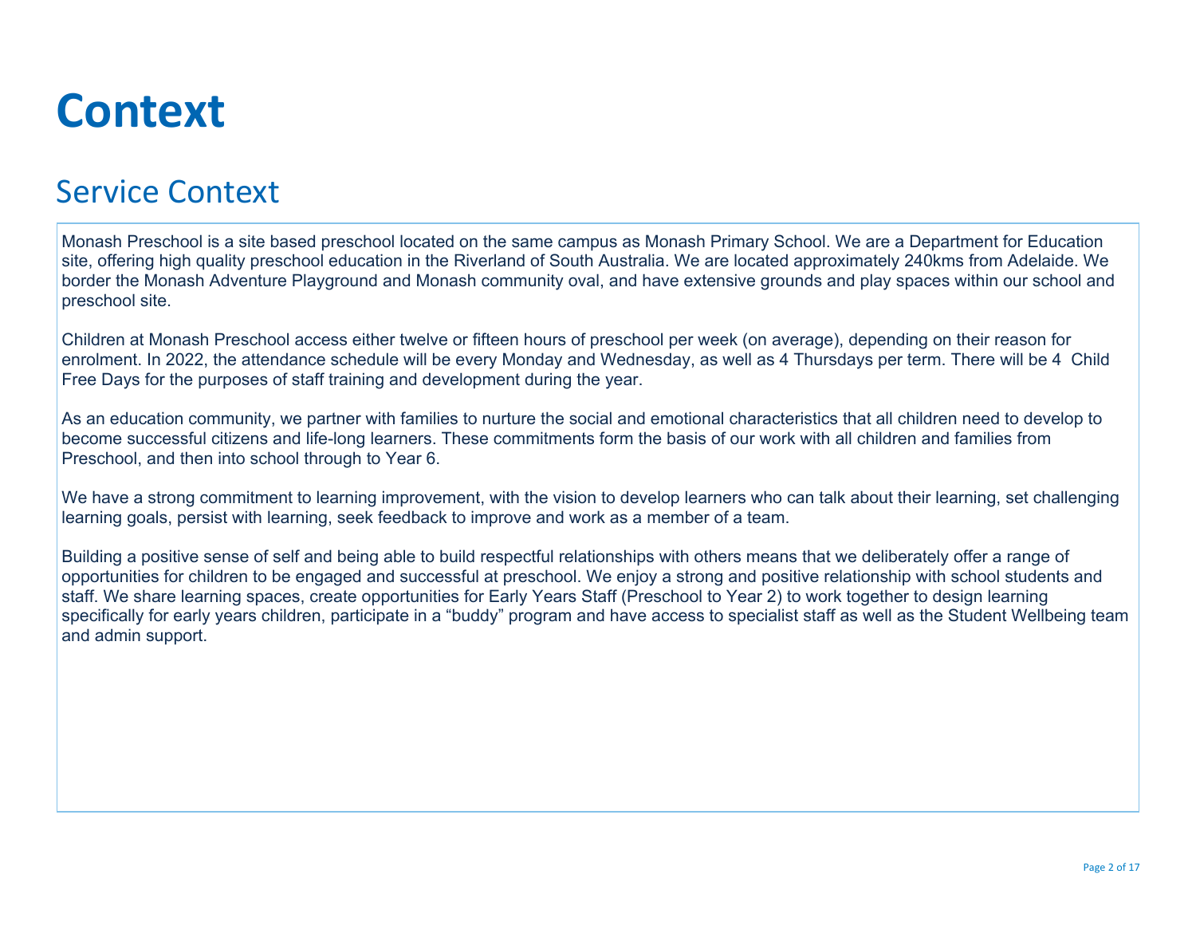# Context

## Service Context

Monash Preschool is a site based preschool located on the same campus as Monash Primary School. We are a Department for Education site, offering high quality preschool education in the Riverland of South Australia. We are located approximately 240kms from Adelaide. We border the Monash Adventure Playground and Monash community oval, and have extensive grounds and play spaces within our school and preschool site.

Children at Monash Preschool access either twelve or fifteen hours of preschool per week (on average), depending on their reason for enrolment. In 2022, the attendance schedule will be every Monday and Wednesday, as well as 4 Thursdays per term. There will be 4 Child Free Days for the purposes of staff training and development during the year.

As an education community, we partner with families to nurture the social and emotional characteristics that all children need to develop to become successful citizens and life-long learners. These commitments form the basis of our work with all children and families from Preschool, and then into school through to Year 6.

We have a strong commitment to learning improvement, with the vision to develop learners who can talk about their learning, set challenging learning goals, persist with learning, seek feedback to improve and work as a member of a team.

Building a positive sense of self and being able to build respectful relationships with others means that we deliberately offer a range of opportunities for children to be engaged and successful at preschool. We enjoy a strong and positive relationship with school students and staff. We share learning spaces, create opportunities for Early Years Staff (Preschool to Year 2) to work together to design learning specifically for early years children, participate in a "buddy" program and have access to specialist staff as well as the Student Wellbeing team and admin support.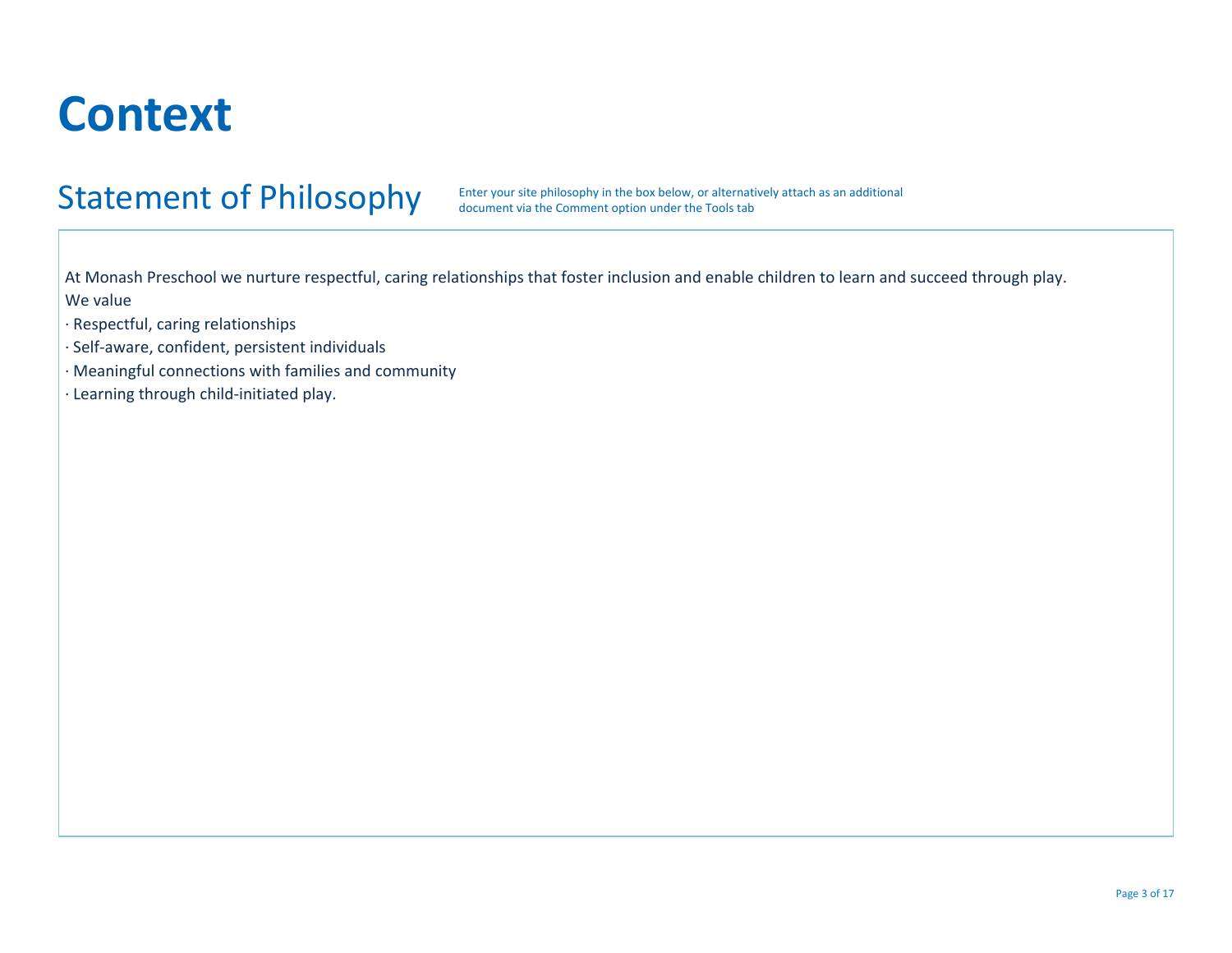# Context

## Statement of Philosophy

Enter your site philosophy in the box below, or alternatively attach as an additional document via the Comment option under the Tools tab

At Monash Preschool we nurture respectful, caring relationships that foster inclusion and enable children to learn and succeed through play.

We value

- Respectful, caring relationships
- Self-aware, confident, persistent individuals
- Meaningful connections with families and community
- Learning through child-initiated play.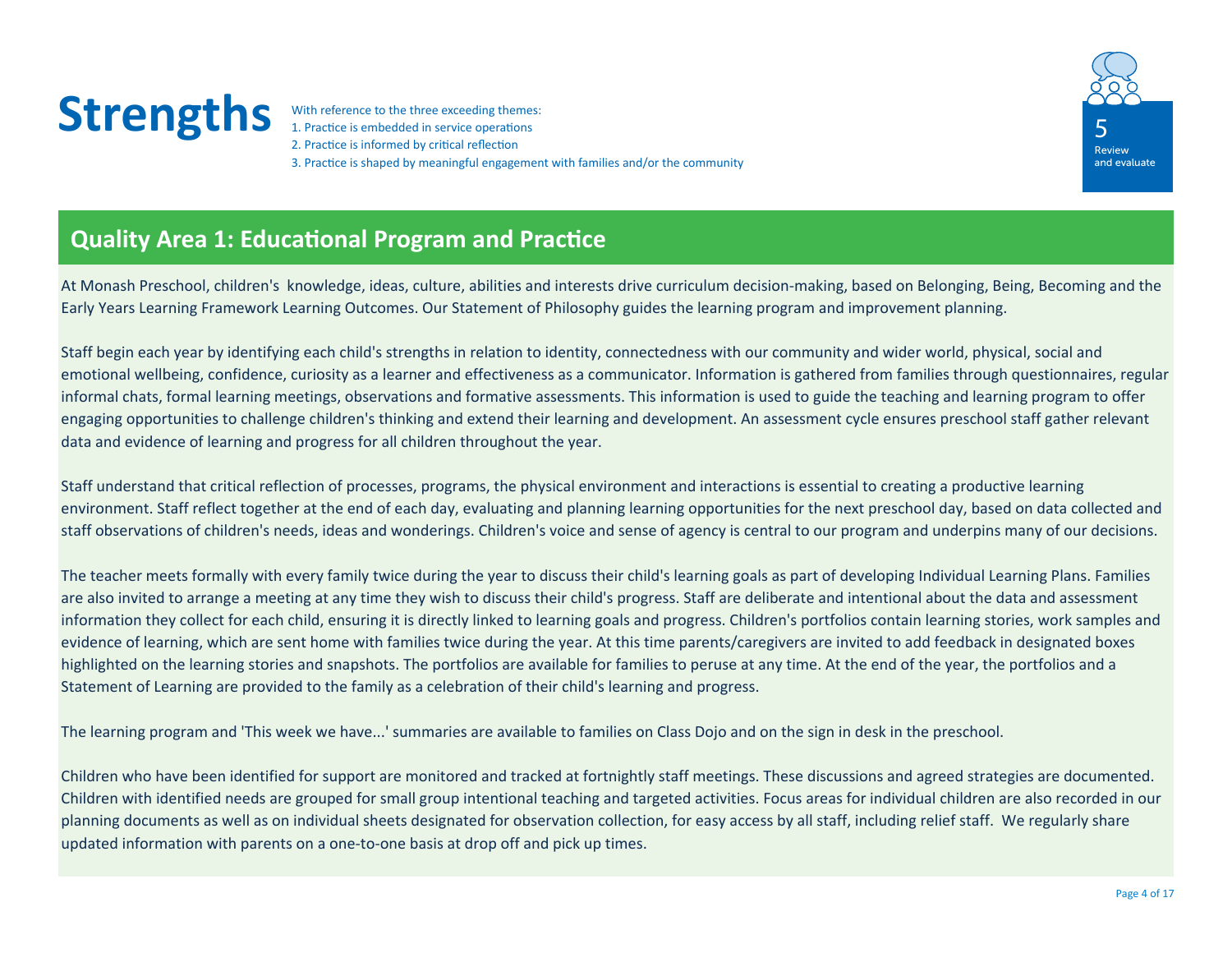# Strengths

With reference to the three exceeding themes:
1. Practice is embedded in service operations
2. Practice is informed by critical reflection
3. Practice is shaped by meaningful engagement with families and/or the community

5
Review and evaluate

## Quality Area 1: Educational Program and Practice

At Monash Preschool, children's knowledge, ideas, culture, abilities and interests drive curriculum decision-making, based on Belonging, Being, Becoming and the Early Years Learning Framework Learning Outcomes. Our Statement of Philosophy guides the learning program and improvement planning.

Staff begin each year by identifying each child's strengths in relation to identity, connectedness with our community and wider world, physical, social and emotional wellbeing, confidence, curiosity as a learner and effectiveness as a communicator. Information is gathered from families through questionnaires, regular informal chats, formal learning meetings, observations and formative assessments. This information is used to guide the teaching and learning program to offer engaging opportunities to challenge children's thinking and extend their learning and development. An assessment cycle ensures preschool staff gather relevant data and evidence of learning and progress for all children throughout the year.

Staff understand that critical reflection of processes, programs, the physical environment and interactions is essential to creating a productive learning environment. Staff reflect together at the end of each day, evaluating and planning learning opportunities for the next preschool day, based on data collected and staff observations of children's needs, ideas and wonderings. Children's voice and sense of agency is central to our program and underpins many of our decisions.

The teacher meets formally with every family twice during the year to discuss their child's learning goals as part of developing Individual Learning Plans. Families are also invited to arrange a meeting at any time they wish to discuss their child's progress. Staff are deliberate and intentional about the data and assessment information they collect for each child, ensuring it is directly linked to learning goals and progress. Children's portfolios contain learning stories, work samples and evidence of learning, which are sent home with families twice during the year. At this time parents/caregivers are invited to add feedback in designated boxes highlighted on the learning stories and snapshots. The portfolios are available for families to peruse at any time. At the end of the year, the portfolios and a Statement of Learning are provided to the family as a celebration of their child's learning and progress.

The learning program and 'This week we have...' summaries are available to families on Class Dojo and on the sign in desk in the preschool.

Children who have been identified for support are monitored and tracked at fortnightly staff meetings. These discussions and agreed strategies are documented. Children with identified needs are grouped for small group intentional teaching and targeted activities. Focus areas for individual children are also recorded in our planning documents as well as on individual sheets designated for observation collection, for easy access by all staff, including relief staff. We regularly share updated information with parents on a one-to-one basis at drop off and pick up times.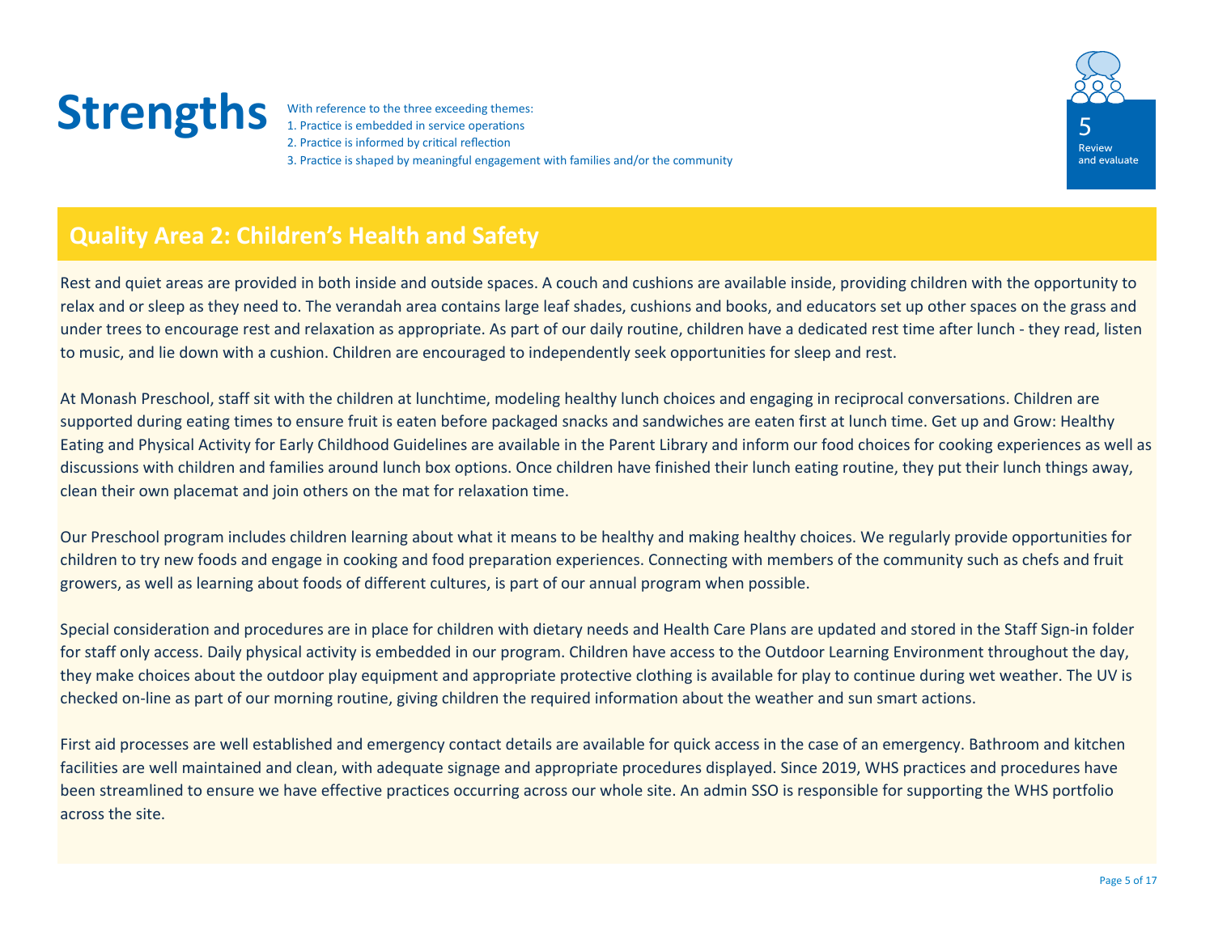# Strengths

With reference to the three exceeding themes:
1. Practice is embedded in service operations
2. Practice is informed by critical reflection
3. Practice is shaped by meaningful engagement with families and/or the community

5
Review and evaluate

## Quality Area 2: Children's Health and Safety

Rest and quiet areas are provided in both inside and outside spaces. A couch and cushions are available inside, providing children with the opportunity to relax and or sleep as they need to. The verandah area contains large leaf shades, cushions and books, and educators set up other spaces on the grass and under trees to encourage rest and relaxation as appropriate. As part of our daily routine, children have a dedicated rest time after lunch - they read, listen to music, and lie down with a cushion. Children are encouraged to independently seek opportunities for sleep and rest.

At Monash Preschool, staff sit with the children at lunchtime, modeling healthy lunch choices and engaging in reciprocal conversations. Children are supported during eating times to ensure fruit is eaten before packaged snacks and sandwiches are eaten first at lunch time. Get up and Grow: Healthy Eating and Physical Activity for Early Childhood Guidelines are available in the Parent Library and inform our food choices for cooking experiences as well as discussions with children and families around lunch box options. Once children have finished their lunch eating routine, they put their lunch things away, clean their own placemat and join others on the mat for relaxation time.

Our Preschool program includes children learning about what it means to be healthy and making healthy choices. We regularly provide opportunities for children to try new foods and engage in cooking and food preparation experiences. Connecting with members of the community such as chefs and fruit growers, as well as learning about foods of different cultures, is part of our annual program when possible.

Special consideration and procedures are in place for children with dietary needs and Health Care Plans are updated and stored in the Staff Sign-in folder for staff only access. Daily physical activity is embedded in our program. Children have access to the Outdoor Learning Environment throughout the day, they make choices about the outdoor play equipment and appropriate protective clothing is available for play to continue during wet weather. The UV is checked on-line as part of our morning routine, giving children the required information about the weather and sun smart actions.

First aid processes are well established and emergency contact details are available for quick access in the case of an emergency. Bathroom and kitchen facilities are well maintained and clean, with adequate signage and appropriate procedures displayed. Since 2019, WHS practices and procedures have been streamlined to ensure we have effective practices occurring across our whole site. An admin SSO is responsible for supporting the WHS portfolio across the site.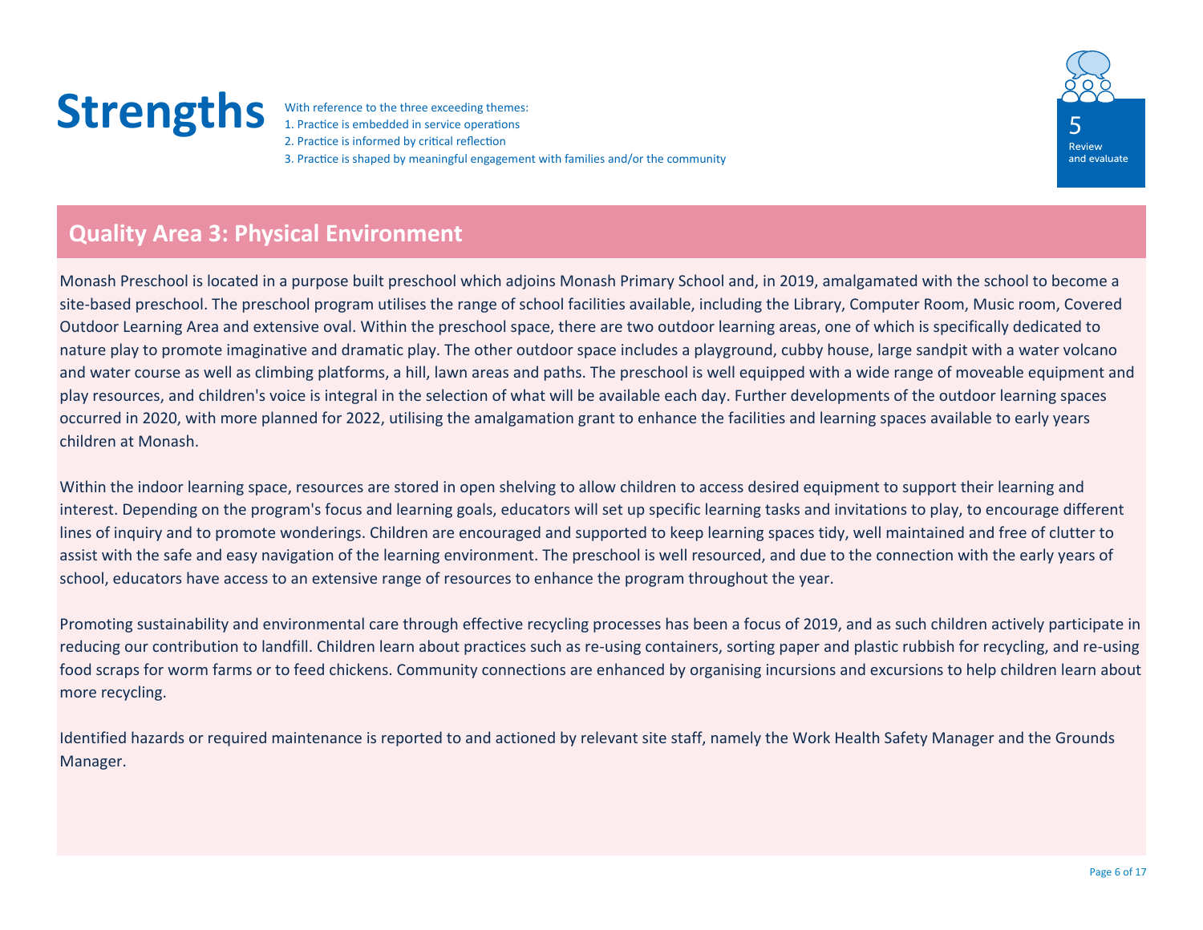# Strengths

With reference to the three exceeding themes:
1. Practice is embedded in service operations
2. Practice is informed by critical reflection
3. Practice is shaped by meaningful engagement with families and/or the community

5
Review and evaluate

## Quality Area 3: Physical Environment

Monash Preschool is located in a purpose built preschool which adjoins Monash Primary School and, in 2019, amalgamated with the school to become a site-based preschool. The preschool program utilises the range of school facilities available, including the Library, Computer Room, Music room, Covered Outdoor Learning Area and extensive oval. Within the preschool space, there are two outdoor learning areas, one of which is specifically dedicated to nature play to promote imaginative and dramatic play. The other outdoor space includes a playground, cubby house, large sandpit with a water volcano and water course as well as climbing platforms, a hill, lawn areas and paths. The preschool is well equipped with a wide range of moveable equipment and play resources, and children's voice is integral in the selection of what will be available each day. Further developments of the outdoor learning spaces occurred in 2020, with more planned for 2022, utilising the amalgamation grant to enhance the facilities and learning spaces available to early years children at Monash.

Within the indoor learning space, resources are stored in open shelving to allow children to access desired equipment to support their learning and interest. Depending on the program's focus and learning goals, educators will set up specific learning tasks and invitations to play, to encourage different lines of inquiry and to promote wonderings. Children are encouraged and supported to keep learning spaces tidy, well maintained and free of clutter to assist with the safe and easy navigation of the learning environment. The preschool is well resourced, and due to the connection with the early years of school, educators have access to an extensive range of resources to enhance the program throughout the year.

Promoting sustainability and environmental care through effective recycling processes has been a focus of 2019, and as such children actively participate in reducing our contribution to landfill. Children learn about practices such as re-using containers, sorting paper and plastic rubbish for recycling, and re-using food scraps for worm farms or to feed chickens. Community connections are enhanced by organising incursions and excursions to help children learn about more recycling.

Identified hazards or required maintenance is reported to and actioned by relevant site staff, namely the Work Health Safety Manager and the Grounds Manager.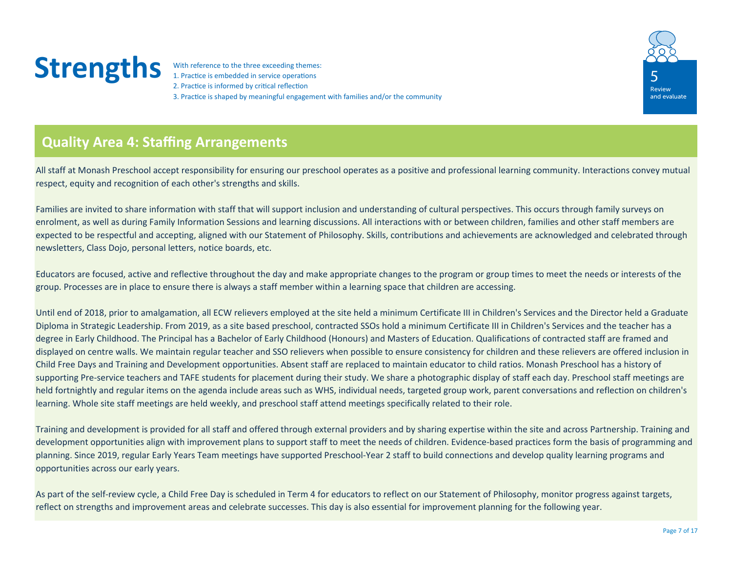# Strengths

With reference to the three exceeding themes:
1. Practice is embedded in service operations
2. Practice is informed by critical reflection
3. Practice is shaped by meaningful engagement with families and/or the community

5
Review and evaluate

## Quality Area 4: Staffing Arrangements

All staff at Monash Preschool accept responsibility for ensuring our preschool operates as a positive and professional learning community. Interactions convey mutual respect, equity and recognition of each other's strengths and skills.

Families are invited to share information with staff that will support inclusion and understanding of cultural perspectives. This occurs through family surveys on enrolment, as well as during Family Information Sessions and learning discussions. All interactions with or between children, families and other staff members are expected to be respectful and accepting, aligned with our Statement of Philosophy. Skills, contributions and achievements are acknowledged and celebrated through newsletters, Class Dojo, personal letters, notice boards, etc.

Educators are focused, active and reflective throughout the day and make appropriate changes to the program or group times to meet the needs or interests of the group. Processes are in place to ensure there is always a staff member within a learning space that children are accessing.

Until end of 2018, prior to amalgamation, all ECW relievers employed at the site held a minimum Certificate III in Children's Services and the Director held a Graduate Diploma in Strategic Leadership. From 2019, as a site based preschool, contracted SSOs hold a minimum Certificate III in Children's Services and the teacher has a degree in Early Childhood. The Principal has a Bachelor of Early Childhood (Honours) and Masters of Education. Qualifications of contracted staff are framed and displayed on centre walls. We maintain regular teacher and SSO relievers when possible to ensure consistency for children and these relievers are offered inclusion in Child Free Days and Training and Development opportunities. Absent staff are replaced to maintain educator to child ratios. Monash Preschool has a history of supporting Pre-service teachers and TAFE students for placement during their study. We share a photographic display of staff each day. Preschool staff meetings are held fortnightly and regular items on the agenda include areas such as WHS, individual needs, targeted group work, parent conversations and reflection on children's learning. Whole site staff meetings are held weekly, and preschool staff attend meetings specifically related to their role.

Training and development is provided for all staff and offered through external providers and by sharing expertise within the site and across Partnership. Training and development opportunities align with improvement plans to support staff to meet the needs of children. Evidence-based practices form the basis of programming and planning. Since 2019, regular Early Years Team meetings have supported Preschool-Year 2 staff to build connections and develop quality learning programs and opportunities across our early years.

As part of the self-review cycle, a Child Free Day is scheduled in Term 4 for educators to reflect on our Statement of Philosophy, monitor progress against targets, reflect on strengths and improvement areas and celebrate successes. This day is also essential for improvement planning for the following year.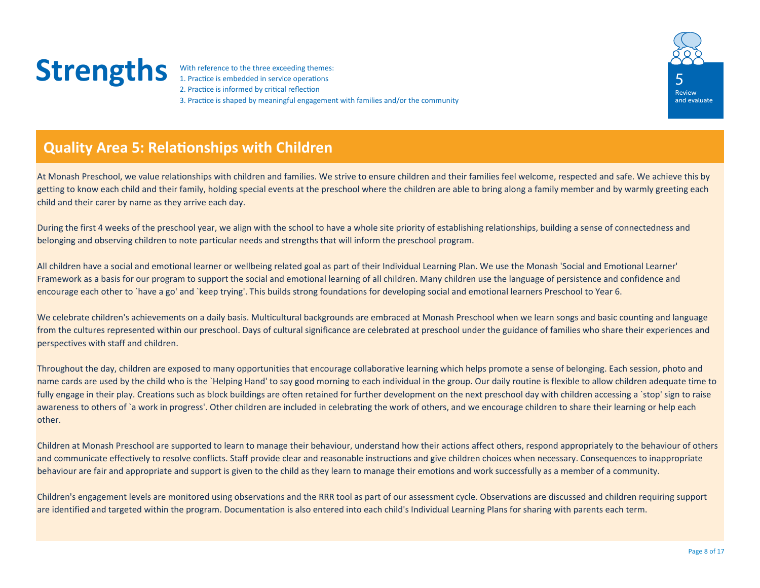# Strengths

With reference to the three exceeding themes:
1. Practice is embedded in service operations
2. Practice is informed by critical reflection
3. Practice is shaped by meaningful engagement with families and/or the community

5
Review and evaluate

## Quality Area 5: Relationships with Children

At Monash Preschool, we value relationships with children and families. We strive to ensure children and their families feel welcome, respected and safe. We achieve this by getting to know each child and their family, holding special events at the preschool where the children are able to bring along a family member and by warmly greeting each child and their carer by name as they arrive each day.

During the first 4 weeks of the preschool year, we align with the school to have a whole site priority of establishing relationships, building a sense of connectedness and belonging and observing children to note particular needs and strengths that will inform the preschool program.

All children have a social and emotional learner or wellbeing related goal as part of their Individual Learning Plan. We use the Monash 'Social and Emotional Learner' Framework as a basis for our program to support the social and emotional learning of all children. Many children use the language of persistence and confidence and encourage each other to `have a go' and `keep trying'. This builds strong foundations for developing social and emotional learners Preschool to Year 6.

We celebrate children's achievements on a daily basis. Multicultural backgrounds are embraced at Monash Preschool when we learn songs and basic counting and language from the cultures represented within our preschool. Days of cultural significance are celebrated at preschool under the guidance of families who share their experiences and perspectives with staff and children.

Throughout the day, children are exposed to many opportunities that encourage collaborative learning which helps promote a sense of belonging. Each session, photo and name cards are used by the child who is the `Helping Hand' to say good morning to each individual in the group. Our daily routine is flexible to allow children adequate time to fully engage in their play. Creations such as block buildings are often retained for further development on the next preschool day with children accessing a `stop' sign to raise awareness to others of `a work in progress'. Other children are included in celebrating the work of others, and we encourage children to share their learning or help each other.

Children at Monash Preschool are supported to learn to manage their behaviour, understand how their actions affect others, respond appropriately to the behaviour of others and communicate effectively to resolve conflicts. Staff provide clear and reasonable instructions and give children choices when necessary. Consequences to inappropriate behaviour are fair and appropriate and support is given to the child as they learn to manage their emotions and work successfully as a member of a community.

Children's engagement levels are monitored using observations and the RRR tool as part of our assessment cycle. Observations are discussed and children requiring support are identified and targeted within the program. Documentation is also entered into each child's Individual Learning Plans for sharing with parents each term.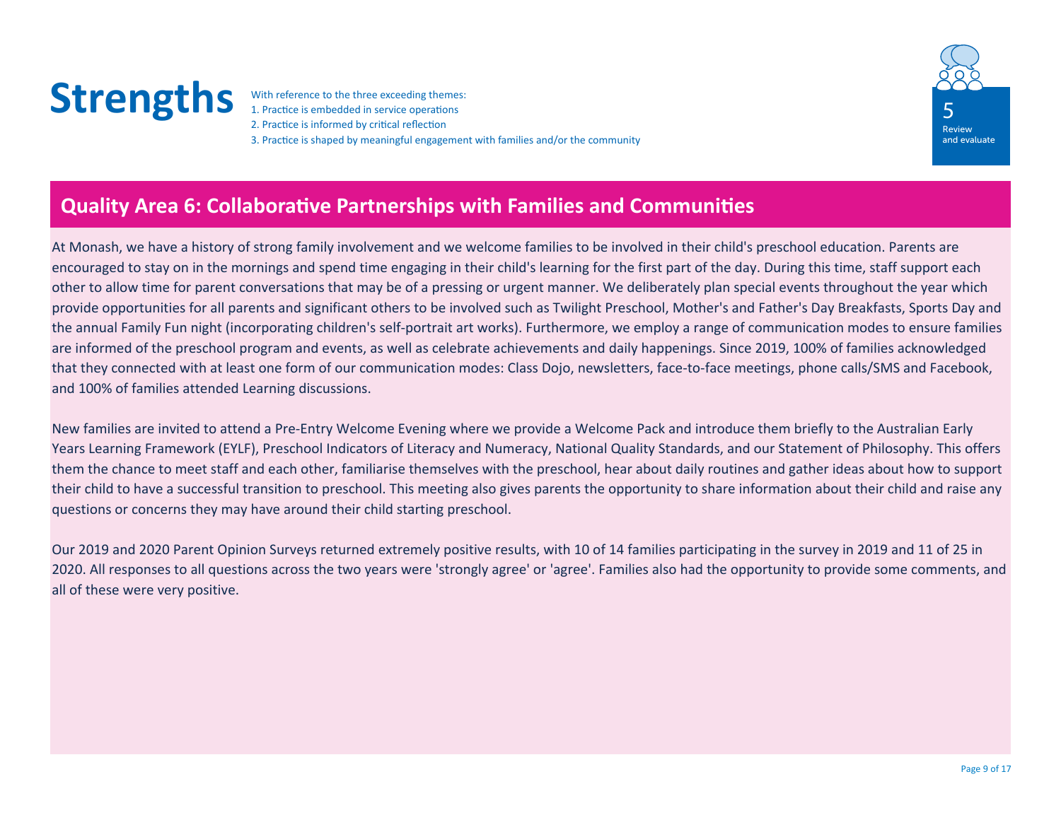# Strengths

With reference to the three exceeding themes:
1. Practice is embedded in service operations
2. Practice is informed by critical reflection
3. Practice is shaped by meaningful engagement with families and/or the community

5
Review and evaluate

## Quality Area 6: Collaborative Partnerships with Families and Communities

At Monash, we have a history of strong family involvement and we welcome families to be involved in their child's preschool education. Parents are encouraged to stay on in the mornings and spend time engaging in their child's learning for the first part of the day. During this time, staff support each other to allow time for parent conversations that may be of a pressing or urgent manner. We deliberately plan special events throughout the year which provide opportunities for all parents and significant others to be involved such as Twilight Preschool, Mother's and Father's Day Breakfasts, Sports Day and the annual Family Fun night (incorporating children's self-portrait art works). Furthermore, we employ a range of communication modes to ensure families are informed of the preschool program and events, as well as celebrate achievements and daily happenings. Since 2019, 100% of families acknowledged that they connected with at least one form of our communication modes: Class Dojo, newsletters, face-to-face meetings, phone calls/SMS and Facebook, and 100% of families attended Learning discussions.

New families are invited to attend a Pre-Entry Welcome Evening where we provide a Welcome Pack and introduce them briefly to the Australian Early Years Learning Framework (EYLF), Preschool Indicators of Literacy and Numeracy, National Quality Standards, and our Statement of Philosophy. This offers them the chance to meet staff and each other, familiarise themselves with the preschool, hear about daily routines and gather ideas about how to support their child to have a successful transition to preschool. This meeting also gives parents the opportunity to share information about their child and raise any questions or concerns they may have around their child starting preschool.

Our 2019 and 2020 Parent Opinion Surveys returned extremely positive results, with 10 of 14 families participating in the survey in 2019 and 11 of 25 in 2020. All responses to all questions across the two years were 'strongly agree' or 'agree'. Families also had the opportunity to provide some comments, and all of these were very positive.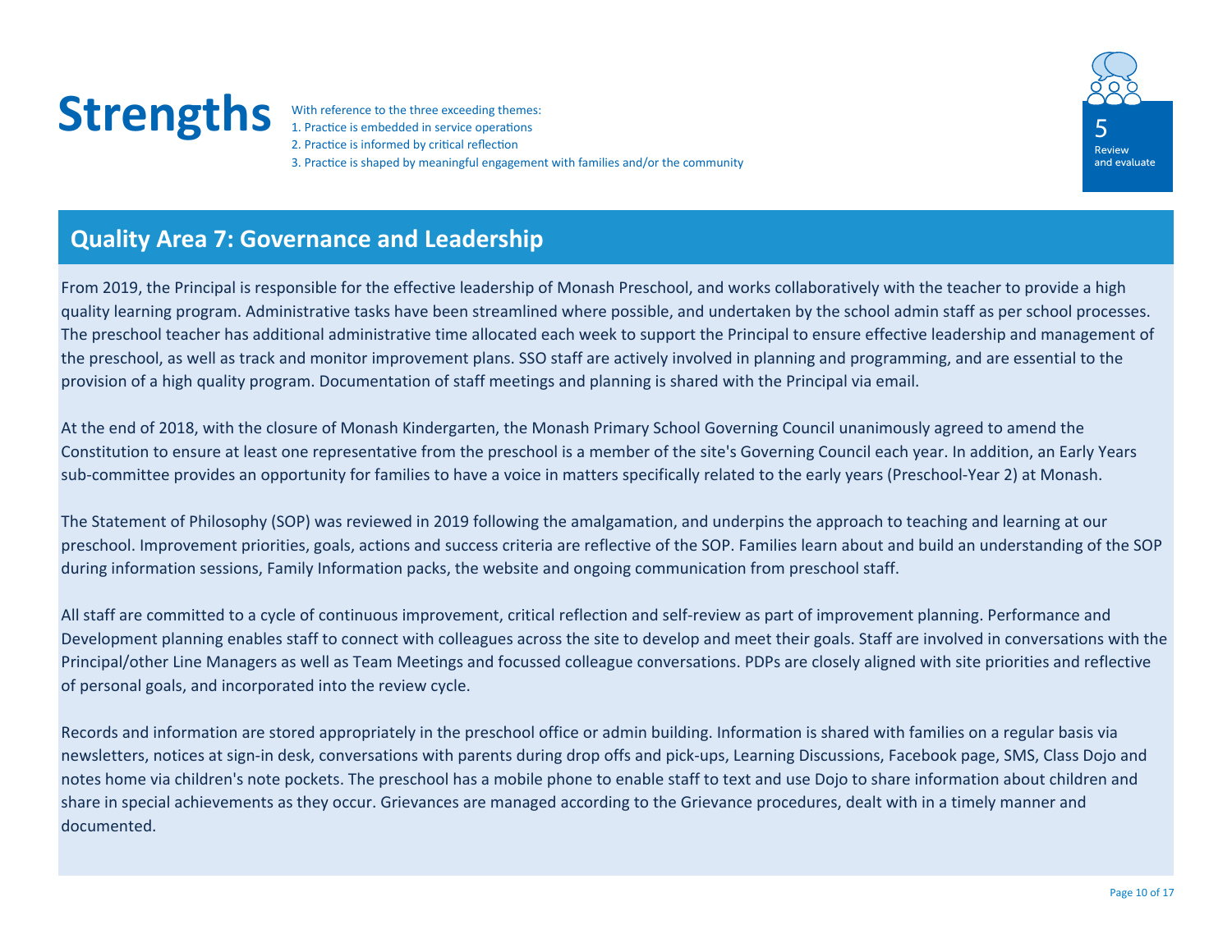# Strengths

With reference to the three exceeding themes:

1. Practice is embedded in service operations
2. Practice is informed by critical reflection
3. Practice is shaped by meaningful engagement with families and/or the community

5
Review and evaluate

## Quality Area 7: Governance and Leadership

From 2019, the Principal is responsible for the effective leadership of Monash Preschool, and works collaboratively with the teacher to provide a high quality learning program. Administrative tasks have been streamlined where possible, and undertaken by the school admin staff as per school processes. The preschool teacher has additional administrative time allocated each week to support the Principal to ensure effective leadership and management of the preschool, as well as track and monitor improvement plans. SSO staff are actively involved in planning and programming, and are essential to the provision of a high quality program. Documentation of staff meetings and planning is shared with the Principal via email.

At the end of 2018, with the closure of Monash Kindergarten, the Monash Primary School Governing Council unanimously agreed to amend the Constitution to ensure at least one representative from the preschool is a member of the site's Governing Council each year. In addition, an Early Years sub-committee provides an opportunity for families to have a voice in matters specifically related to the early years (Preschool-Year 2) at Monash.

The Statement of Philosophy (SOP) was reviewed in 2019 following the amalgamation, and underpins the approach to teaching and learning at our preschool. Improvement priorities, goals, actions and success criteria are reflective of the SOP. Families learn about and build an understanding of the SOP during information sessions, Family Information packs, the website and ongoing communication from preschool staff.

All staff are committed to a cycle of continuous improvement, critical reflection and self-review as part of improvement planning. Performance and Development planning enables staff to connect with colleagues across the site to develop and meet their goals. Staff are involved in conversations with the Principal/other Line Managers as well as Team Meetings and focussed colleague conversations. PDPs are closely aligned with site priorities and reflective of personal goals, and incorporated into the review cycle.

Records and information are stored appropriately in the preschool office or admin building. Information is shared with families on a regular basis via newsletters, notices at sign-in desk, conversations with parents during drop offs and pick-ups, Learning Discussions, Facebook page, SMS, Class Dojo and notes home via children's note pockets. The preschool has a mobile phone to enable staff to text and use Dojo to share information about children and share in special achievements as they occur. Grievances are managed according to the Grievance procedures, dealt with in a timely manner and documented.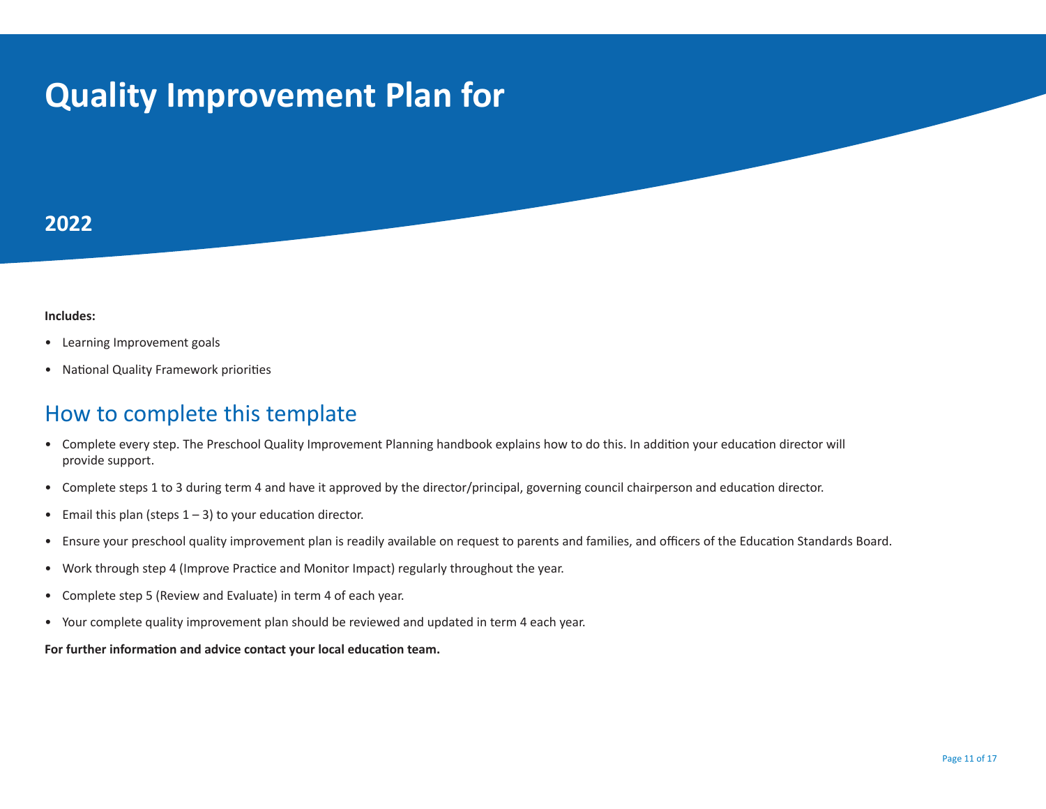# Quality Improvement Plan for

## 2022

**Includes:**

- Learning Improvement goals
- National Quality Framework priorities

## How to complete this template

- Complete every step. The Preschool Quality Improvement Planning handbook explains how to do this. In addition your education director will provide support.
- Complete steps 1 to 3 during term 4 and have it approved by the director/principal, governing council chairperson and education director.
- Email this plan (steps 1 – 3) to your education director.
- Ensure your preschool quality improvement plan is readily available on request to parents and families, and officers of the Education Standards Board.
- Work through step 4 (Improve Practice and Monitor Impact) regularly throughout the year.
- Complete step 5 (Review and Evaluate) in term 4 of each year.
- Your complete quality improvement plan should be reviewed and updated in term 4 each year.

**For further information and advice contact your local education team.**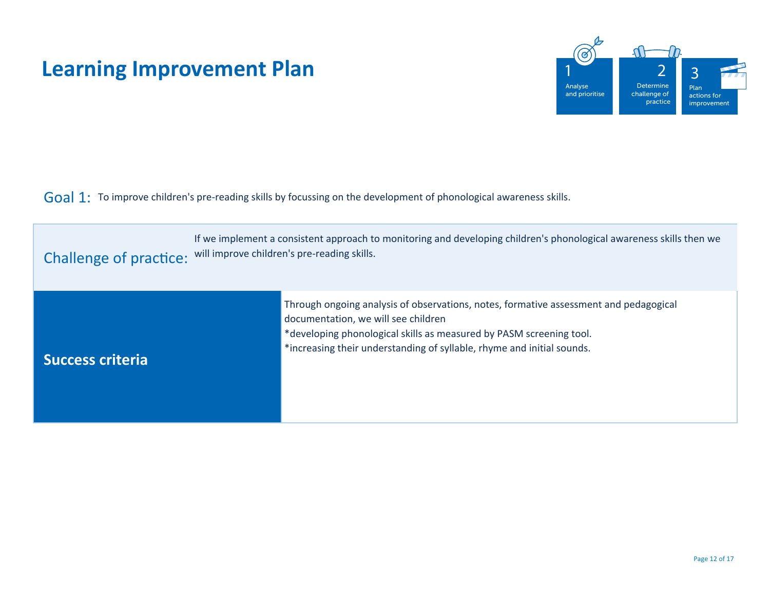# Learning Improvement Plan

1 Analyse and prioritise

2 Determine challenge of practice

3 Plan actions for improvement

**Goal 1:** To improve children's pre-reading skills by focussing on the development of phonological awareness skills.

**Challenge of practice:** If we implement a consistent approach to monitoring and developing children's phonological awareness skills then we will improve children's pre-reading skills.

| Success criteria | Through ongoing analysis of observations, notes, formative assessment and pedagogical documentation, we will see children<br>*developing phonological skills as measured by PASM screening tool.<br>*increasing their understanding of syllable, rhyme and initial sounds. |
|---|---|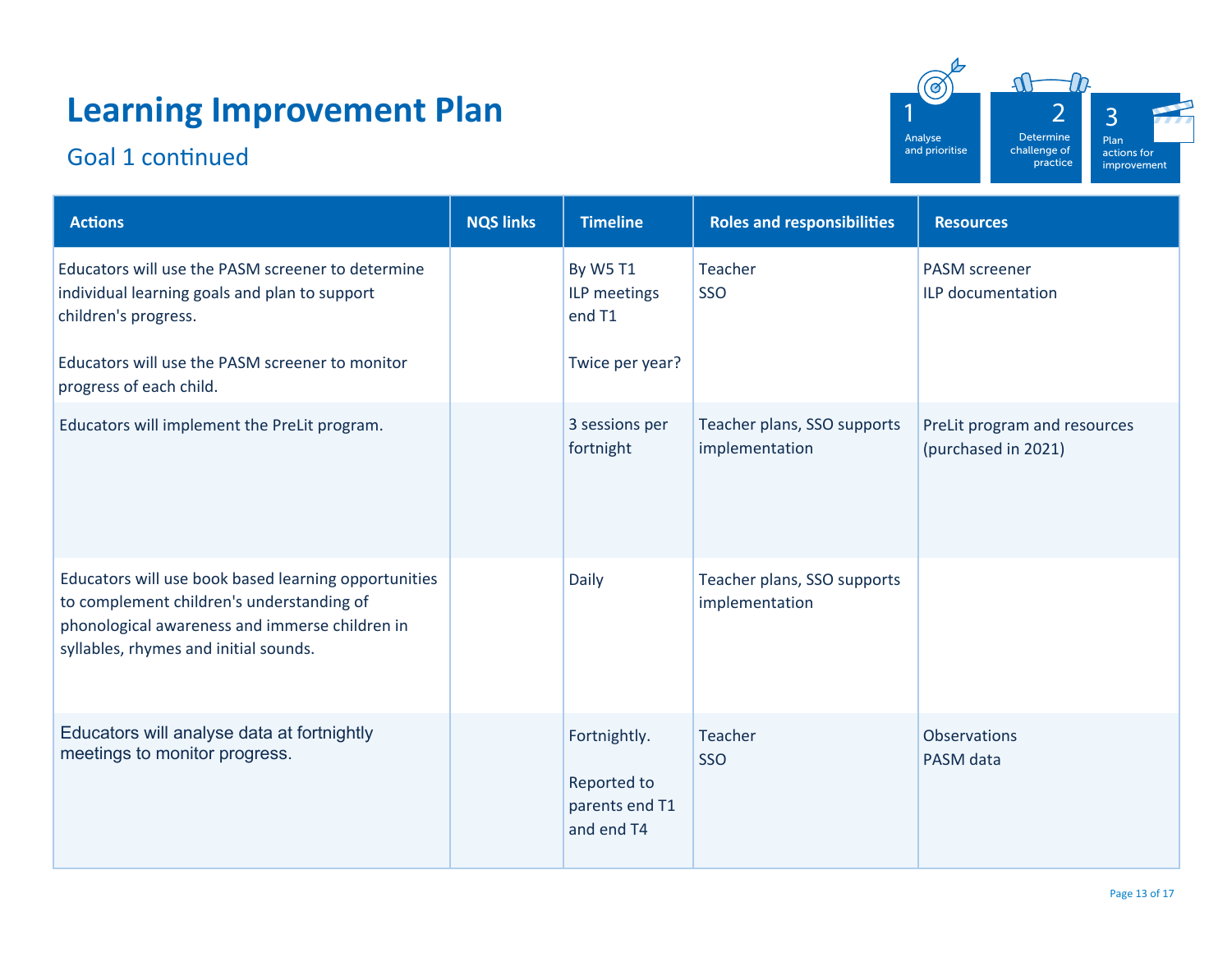# Learning Improvement Plan

## Goal 1 continued

1 Analyse and prioritise | 2 Determine challenge of practice | 3 Plan actions for improvement

| Actions | NQS links | Timeline | Roles and responsibilities | Resources |
|---|---|---|---|---|
| Educators will use the PASM screener to determine individual learning goals and plan to support children's progress.<br><br>Educators will use the PASM screener to monitor progress of each child. | | By W5 T1<br>ILP meetings end T1<br><br>Twice per year? | Teacher<br>SSO | PASM screener<br>ILP documentation |
| Educators will implement the PreLit program. | | 3 sessions per fortnight | Teacher plans, SSO supports implementation | PreLit program and resources (purchased in 2021) |
| Educators will use book based learning opportunities to complement children's understanding of phonological awareness and immerse children in syllables, rhymes and initial sounds. | | Daily | Teacher plans, SSO supports implementation | |
| Educators will analyse data at fortnightly meetings to monitor progress. | | Fortnightly.<br><br>Reported to parents end T1 and end T4 | Teacher<br>SSO | Observations<br>PASM data |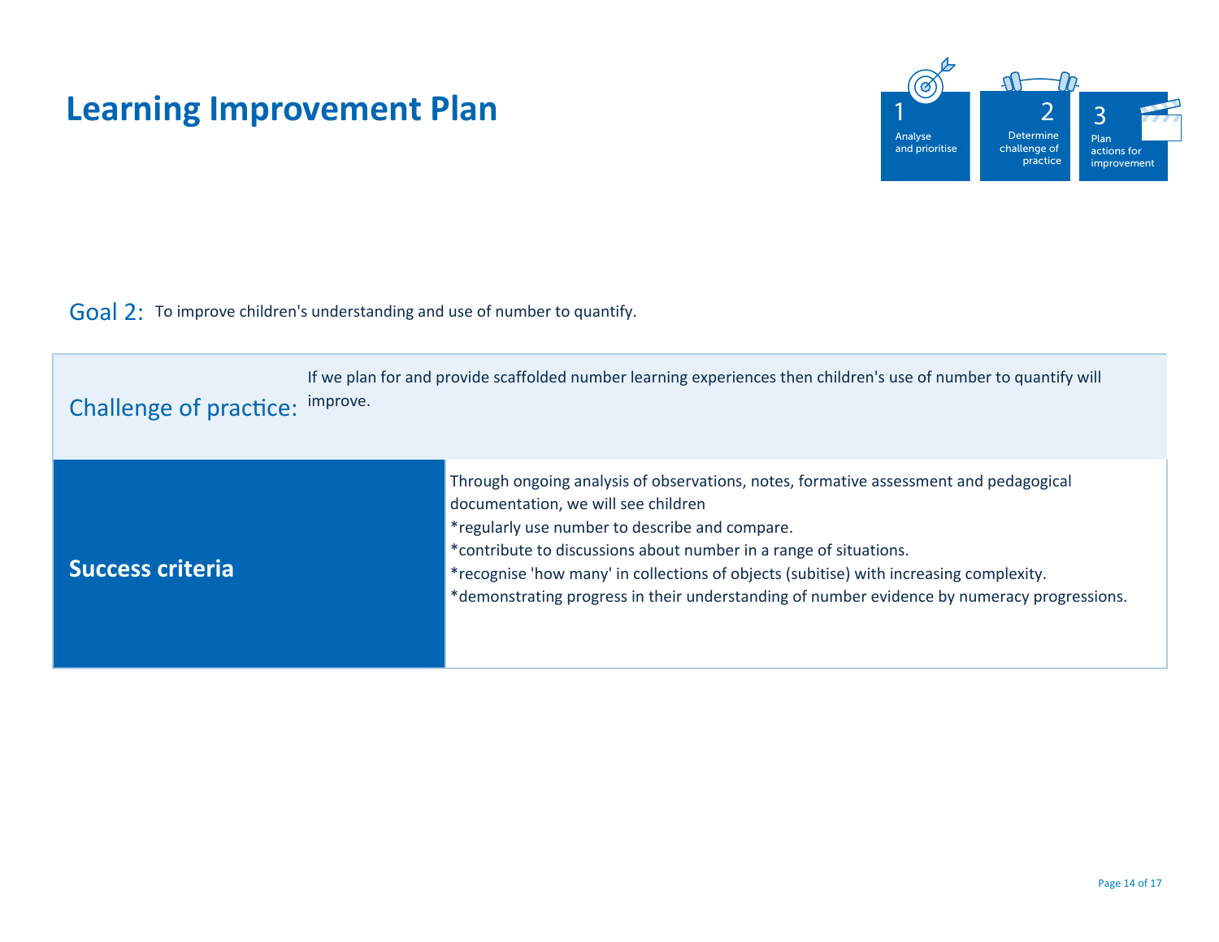# Learning Improvement Plan

1 Analyse and prioritise

2 Determine challenge of practice

3 Plan actions for improvement

Goal 2: To improve children's understanding and use of number to quantify.

| Challenge of practice: | If we plan for and provide scaffolded number learning experiences then children's use of number to quantify will improve. |
| --- | --- |
| **Success criteria** | Through ongoing analysis of observations, notes, formative assessment and pedagogical documentation, we will see children<br>*regularly use number to describe and compare.<br>*contribute to discussions about number in a range of situations.<br>*recognise 'how many' in collections of objects (subitise) with increasing complexity.<br>*demonstrating progress in their understanding of number evidence by numeracy progressions. |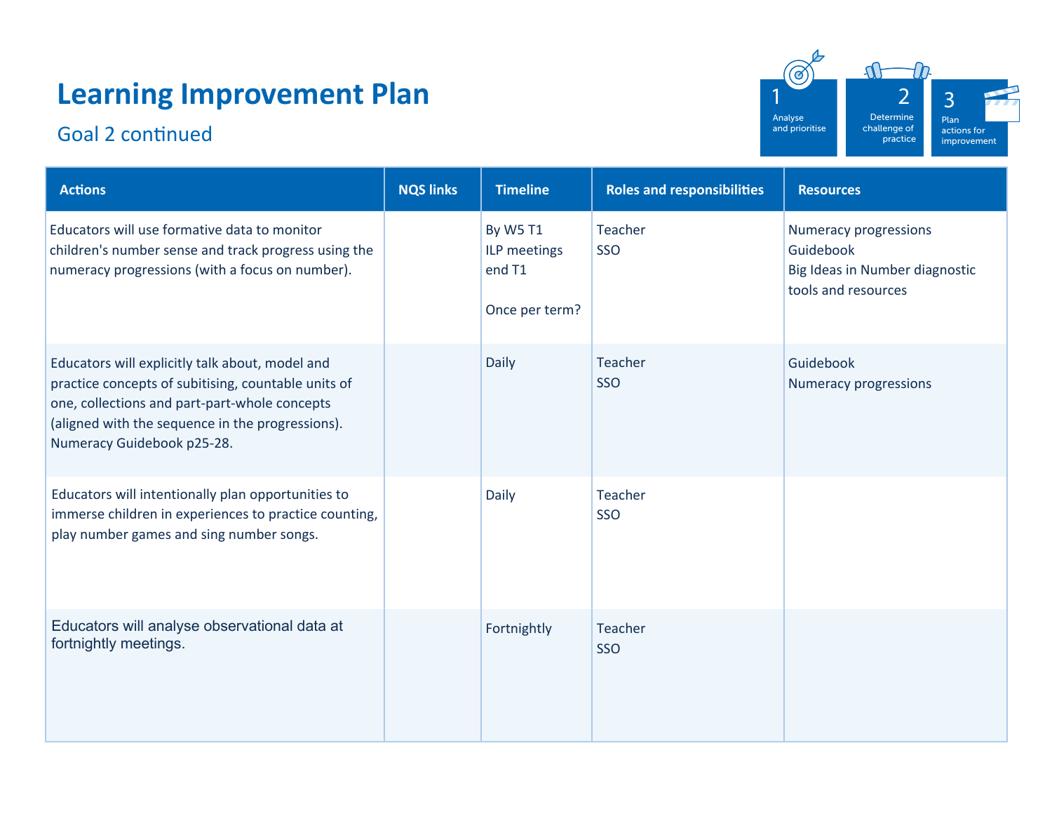# Learning Improvement Plan

## Goal 2 continued

1 Analyse and prioritise

2 Determine challenge of practice

3 Plan actions for improvement

| Actions | NQS links | Timeline | Roles and responsibilities | Resources |
|---|---|---|---|---|
| Educators will use formative data to monitor children's number sense and track progress using the numeracy progressions (with a focus on number). | | By W5 T1<br>ILP meetings end T1<br><br>Once per term? | Teacher<br>SSO | Numeracy progressions<br>Guidebook<br>Big Ideas in Number diagnostic tools and resources |
| Educators will explicitly talk about, model and practice concepts of subitising, countable units of one, collections and part-part-whole concepts (aligned with the sequence in the progressions). Numeracy Guidebook p25-28. | | Daily | Teacher<br>SSO | Guidebook<br>Numeracy progressions |
| Educators will intentionally plan opportunities to immerse children in experiences to practice counting, play number games and sing number songs. | | Daily | Teacher<br>SSO | |
| Educators will analyse observational data at fortnightly meetings. | | Fortnightly | Teacher<br>SSO | |